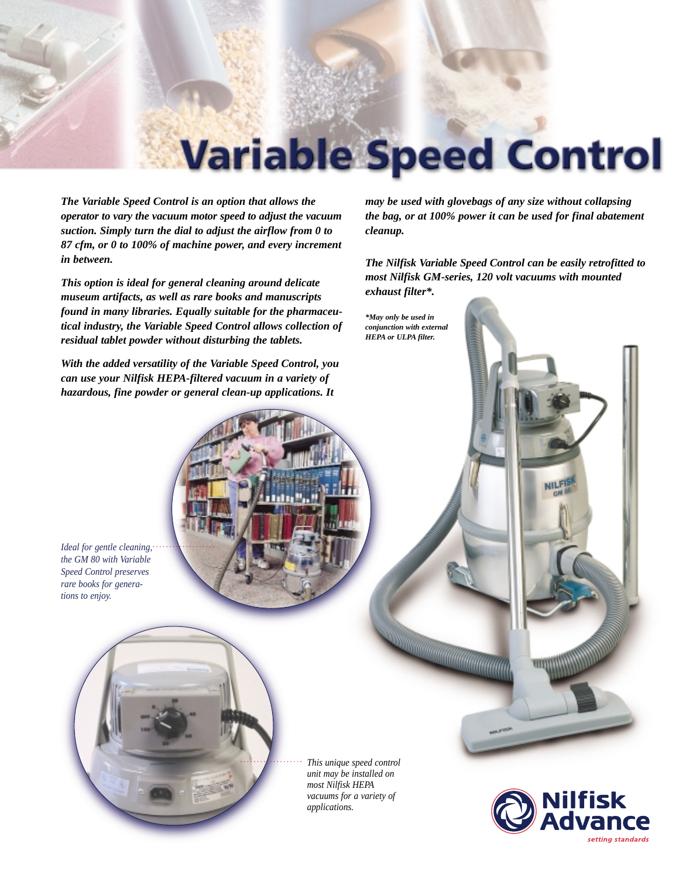# Variable Speed Control

***The Variable Speed Control is an option that allows the operator to vary the vacuum motor speed to adjust the vacuum suction. Simply turn the dial to adjust the airflow from 0 to 87 cfm, or 0 to 100% of machine power, and every increment in between.***

***This option is ideal for general cleaning around delicate museum artifacts, as well as rare books and manuscripts found in many libraries. Equally suitable for the pharmaceutical industry, the Variable Speed Control allows collection of residual tablet powder without disturbing the tablets.***

***With the added versatility of the Variable Speed Control, you can use your Nilfisk HEPA-filtered vacuum in a variety of hazardous, fine powder or general clean-up applications. It may be used with glovebags of any size without collapsing the bag, or at 100% power it can be used for final abatement cleanup.***

***The Nilfisk Variable Speed Control can be easily retrofitted to most Nilfisk GM-series, 120 volt vacuums with mounted exhaust filter\*.***

***\*May only be used in conjunction with external HEPA or ULPA filter.***

*Ideal for gentle cleaning, the GM 80 with Variable Speed Control preserves rare books for generations to enjoy.*

*This unique speed control unit may be installed on most Nilfisk HEPA vacuums for a variety of applications.*

**Nilfisk Advance**
*setting standards*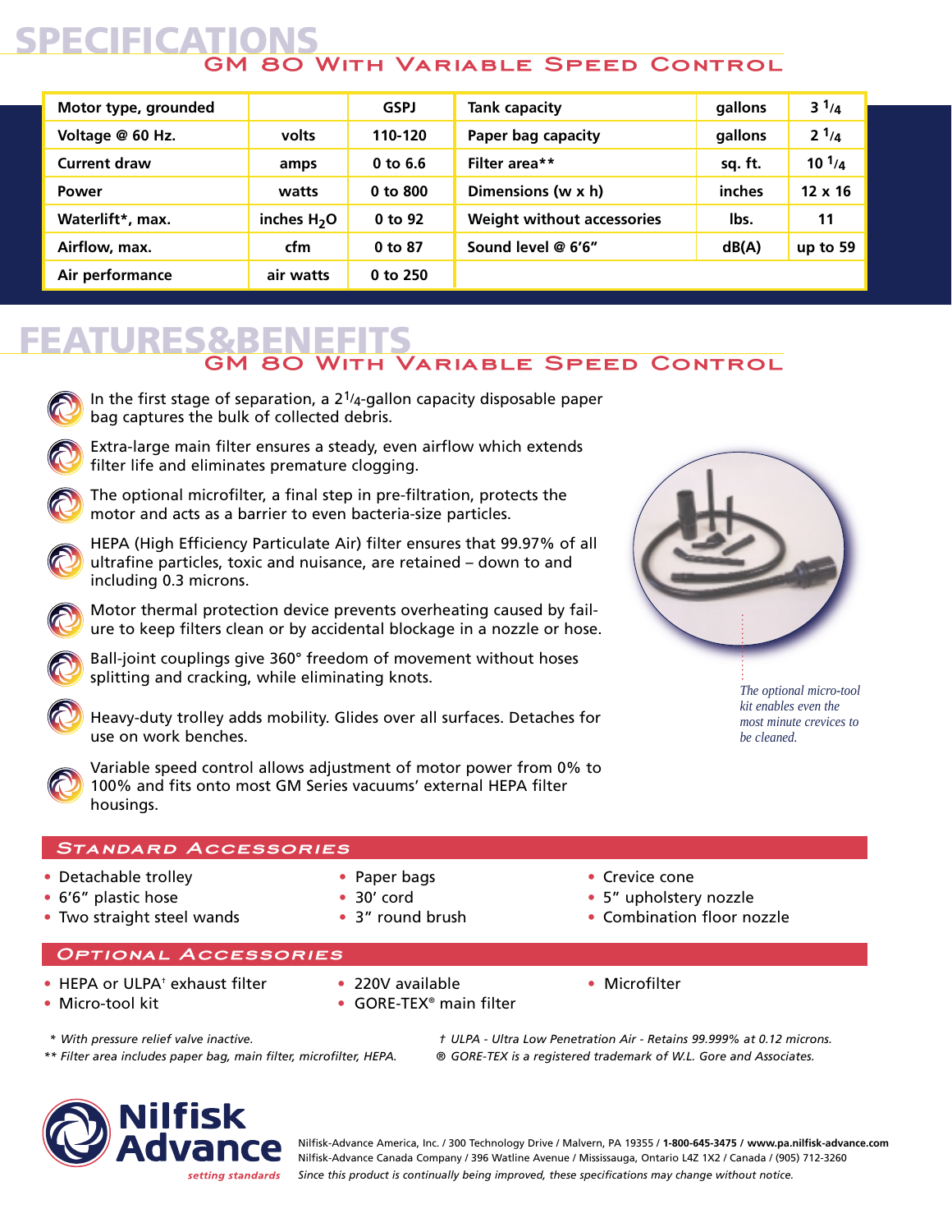# SPECIFICATIONS
## GM 80 With Variable Speed Control

| | | | | | |
|---|---|---|---|---|---|
| Motor type, grounded | | GSPJ | Tank capacity | gallons | 3 1/4 |
| Voltage @ 60 Hz. | volts | 110-120 | Paper bag capacity | gallons | 2 1/4 |
| Current draw | amps | 0 to 6.6 | Filter area** | sq. ft. | 10 1/4 |
| Power | watts | 0 to 800 | Dimensions (w x h) | inches | 12 x 16 |
| Waterlift*, max. | inches $H_2O$ | 0 to 92 | Weight without accessories | lbs. | 11 |
| Airflow, max. | cfm | 0 to 87 | Sound level @ 6'6" | dB(A) | up to 59 |
| Air performance | air watts | 0 to 250 | | | |

# FEATURES&BENEFITS
## GM 80 With Variable Speed Control

- In the first stage of separation, a 2 1/4-gallon capacity disposable paper bag captures the bulk of collected debris.
- Extra-large main filter ensures a steady, even airflow which extends filter life and eliminates premature clogging.
- The optional microfilter, a final step in pre-filtration, protects the motor and acts as a barrier to even bacteria-size particles.
- HEPA (High Efficiency Particulate Air) filter ensures that 99.97% of all ultrafine particles, toxic and nuisance, are retained – down to and including 0.3 microns.
- Motor thermal protection device prevents overheating caused by failure to keep filters clean or by accidental blockage in a nozzle or hose.
- Ball-joint couplings give 360° freedom of movement without hoses splitting and cracking, while eliminating knots.
- Heavy-duty trolley adds mobility. Glides over all surfaces. Detaches for use on work benches.
- Variable speed control allows adjustment of motor power from 0% to 100% and fits onto most GM Series vacuums' external HEPA filter housings.

*The optional micro-tool kit enables even the most minute crevices to be cleaned.*

### Standard Accessories

- Detachable trolley
- 6'6" plastic hose
- Two straight steel wands
- Paper bags
- 30' cord
- 3" round brush
- Crevice cone
- 5" upholstery nozzle
- Combination floor nozzle

### Optional Accessories

- HEPA or ULPA† exhaust filter
- Micro-tool kit
- 220V available
- GORE-TEX® main filter
- Microfilter

*\* With pressure relief valve inactive.*

*\*\* Filter area includes paper bag, main filter, microfilter, HEPA.*

*† ULPA - Ultra Low Penetration Air - Retains 99.999% at 0.12 microns.*

*® GORE-TEX is a registered trademark of W.L. Gore and Associates.*

**Nilfisk Advance** *setting standards*

Nilfisk-Advance America, Inc. / 300 Technology Drive / Malvern, PA 19355 / **1-800-645-3475** / **www.pa.nilfisk-advance.com**
Nilfisk-Advance Canada Company / 396 Watline Avenue / Mississauga, Ontario L4Z 1X2 / Canada / (905) 712-3260
*Since this product is continually being improved, these specifications may change without notice.*